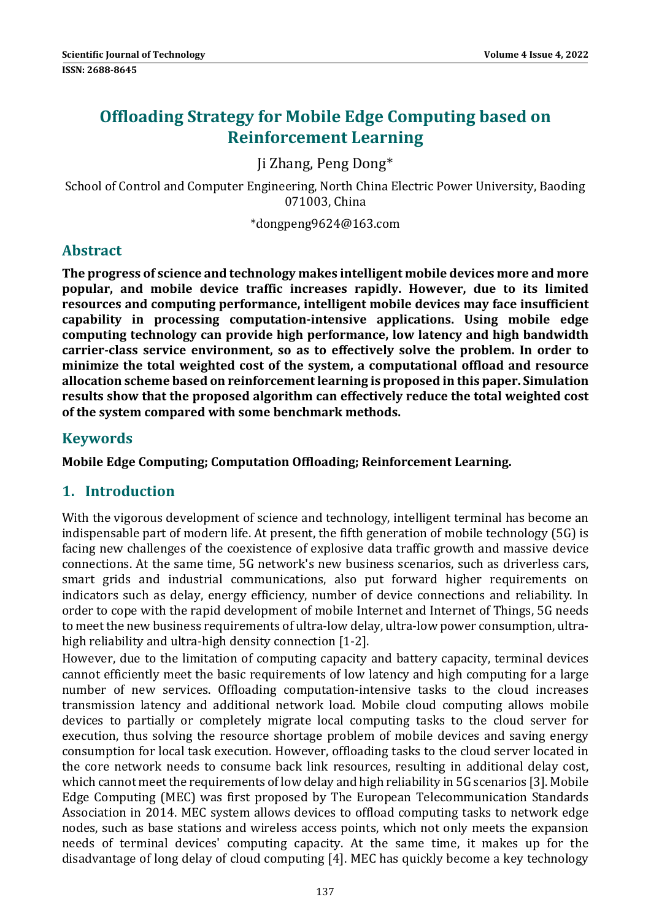# Offloading Strategy for Mobile Edge Computing based on Reinforcement Learning

Ji Zhang, Peng Dong*

School of Control and Computer Engineering, North China Electric Power University, Baoding 071003, China

*dongpeng9624@163.com

## Abstract

**The progress of science and technology makes intelligent mobile devices more and more popular, and mobile device traffic increases rapidly. However, due to its limited resources and computing performance, intelligent mobile devices may face insufficient capability in processing computation-intensive applications. Using mobile edge computing technology can provide high performance, low latency and high bandwidth carrier-class service environment, so as to effectively solve the problem. In order to minimize the total weighted cost of the system, a computational offload and resource allocation scheme based on reinforcement learning is proposed in this paper. Simulation results show that the proposed algorithm can effectively reduce the total weighted cost of the system compared with some benchmark methods.**

## Keywords

**Mobile Edge Computing; Computation Offloading; Reinforcement Learning.**

## 1. Introduction

With the vigorous development of science and technology, intelligent terminal has become an indispensable part of modern life. At present, the fifth generation of mobile technology (5G) is facing new challenges of the coexistence of explosive data traffic growth and massive device connections. At the same time, 5G network's new business scenarios, such as driverless cars, smart grids and industrial communications, also put forward higher requirements on indicators such as delay, energy efficiency, number of device connections and reliability. In order to cope with the rapid development of mobile Internet and Internet of Things, 5G needs to meet the new business requirements of ultra-low delay, ultra-low power consumption, ultra-high reliability and ultra-high density connection [1-2].

However, due to the limitation of computing capacity and battery capacity, terminal devices cannot efficiently meet the basic requirements of low latency and high computing for a large number of new services. Offloading computation-intensive tasks to the cloud increases transmission latency and additional network load. Mobile cloud computing allows mobile devices to partially or completely migrate local computing tasks to the cloud server for execution, thus solving the resource shortage problem of mobile devices and saving energy consumption for local task execution. However, offloading tasks to the cloud server located in the core network needs to consume back link resources, resulting in additional delay cost, which cannot meet the requirements of low delay and high reliability in 5G scenarios [3]. Mobile Edge Computing (MEC) was first proposed by The European Telecommunication Standards Association in 2014. MEC system allows devices to offload computing tasks to network edge nodes, such as base stations and wireless access points, which not only meets the expansion needs of terminal devices' computing capacity. At the same time, it makes up for the disadvantage of long delay of cloud computing [4]. MEC has quickly become a key technology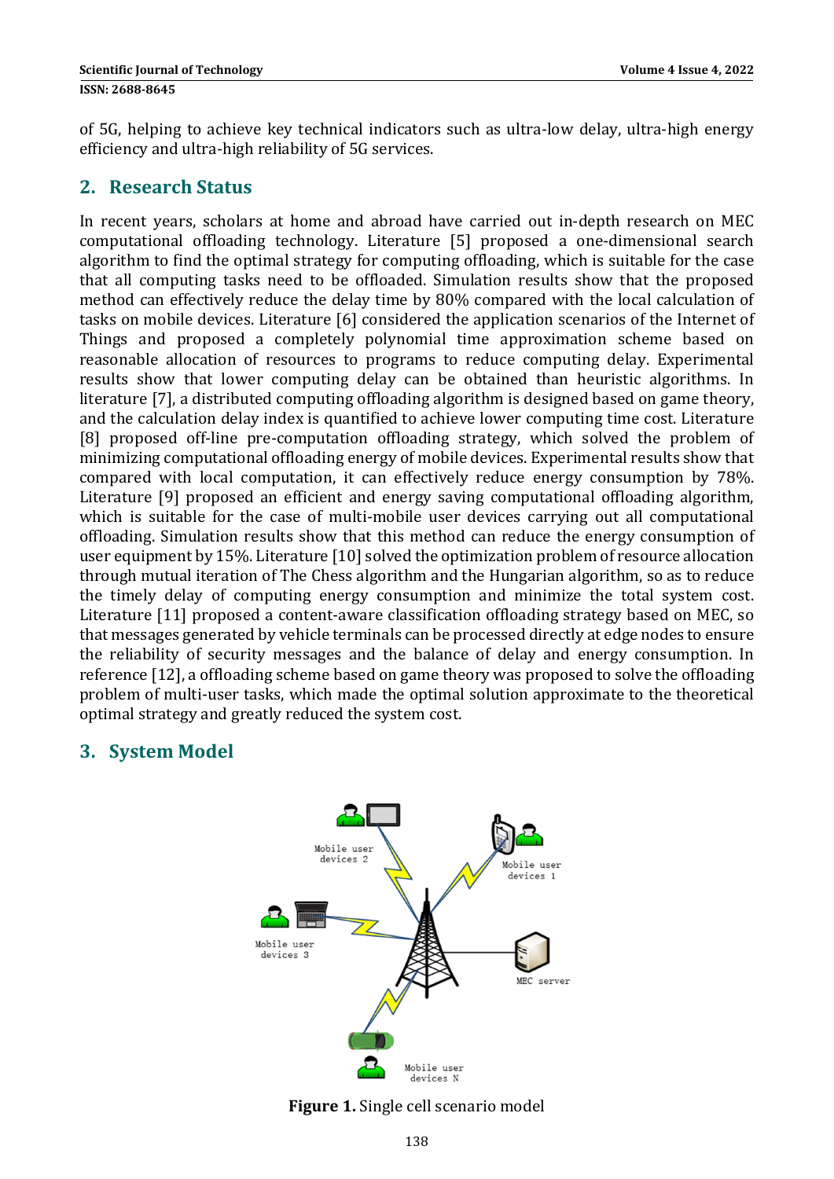of 5G, helping to achieve key technical indicators such as ultra-low delay, ultra-high energy efficiency and ultra-high reliability of 5G services.

## 2. Research Status

In recent years, scholars at home and abroad have carried out in-depth research on MEC computational offloading technology. Literature [5] proposed a one-dimensional search algorithm to find the optimal strategy for computing offloading, which is suitable for the case that all computing tasks need to be offloaded. Simulation results show that the proposed method can effectively reduce the delay time by 80% compared with the local calculation of tasks on mobile devices. Literature [6] considered the application scenarios of the Internet of Things and proposed a completely polynomial time approximation scheme based on reasonable allocation of resources to programs to reduce computing delay. Experimental results show that lower computing delay can be obtained than heuristic algorithms. In literature [7], a distributed computing offloading algorithm is designed based on game theory, and the calculation delay index is quantified to achieve lower computing time cost. Literature [8] proposed off-line pre-computation offloading strategy, which solved the problem of minimizing computational offloading energy of mobile devices. Experimental results show that compared with local computation, it can effectively reduce energy consumption by 78%. Literature [9] proposed an efficient and energy saving computational offloading algorithm, which is suitable for the case of multi-mobile user devices carrying out all computational offloading. Simulation results show that this method can reduce the energy consumption of user equipment by 15%. Literature [10] solved the optimization problem of resource allocation through mutual iteration of The Chess algorithm and the Hungarian algorithm, so as to reduce the timely delay of computing energy consumption and minimize the total system cost. Literature [11] proposed a content-aware classification offloading strategy based on MEC, so that messages generated by vehicle terminals can be processed directly at edge nodes to ensure the reliability of security messages and the balance of delay and energy consumption. In reference [12], a offloading scheme based on game theory was proposed to solve the offloading problem of multi-user tasks, which made the optimal solution approximate to the theoretical optimal strategy and greatly reduced the system cost.

## 3. System Model

**Figure 1.** Single cell scenario model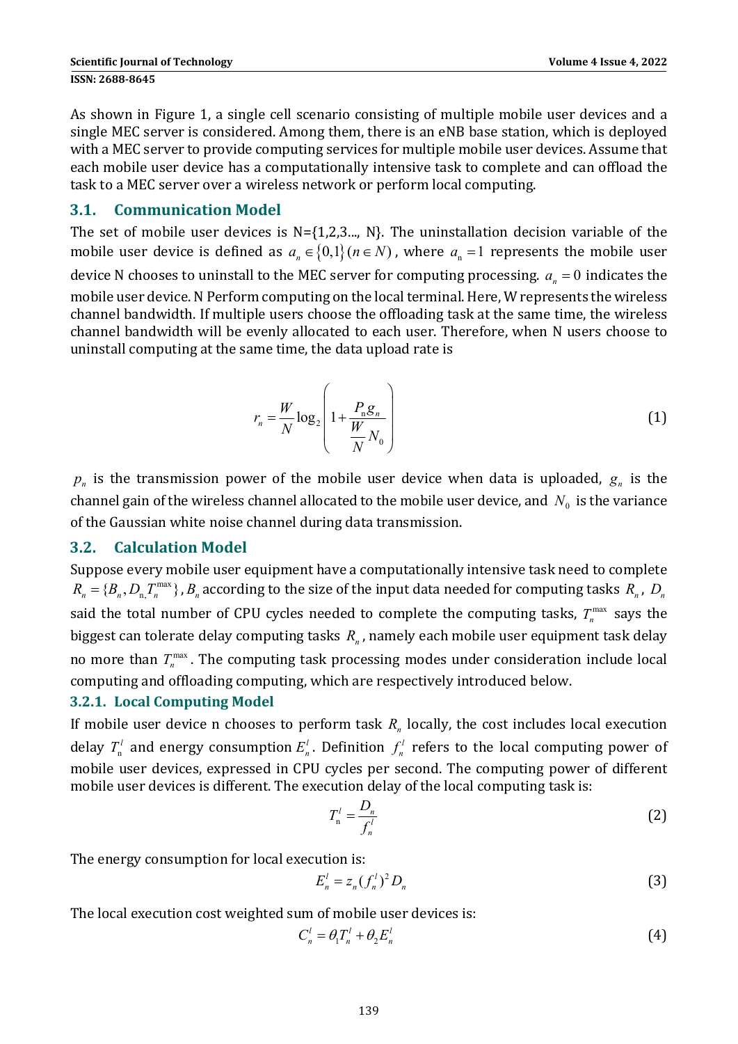As shown in Figure 1, a single cell scenario consisting of multiple mobile user devices and a single MEC server is considered. Among them, there is an eNB base station, which is deployed with a MEC server to provide computing services for multiple mobile user devices. Assume that each mobile user device has a computationally intensive task to complete and can offload the task to a MEC server over a wireless network or perform local computing.

## 3.1. Communication Model

The set of mobile user devices is N={1,2,3..., N}. The uninstallation decision variable of the mobile user device is defined as $a_n \in \{0,1\} (n \in N)$, where $a_n = 1$ represents the mobile user device N chooses to uninstall to the MEC server for computing processing. $a_n = 0$ indicates the mobile user device. N Perform computing on the local terminal. Here, W represents the wireless channel bandwidth. If multiple users choose the offloading task at the same time, the wireless channel bandwidth will be evenly allocated to each user. Therefore, when N users choose to uninstall computing at the same time, the data upload rate is

$$r_n = \frac{W}{N} \log_2 \left( 1 + \frac{P_n g_n}{\frac{W}{N} N_0} \right) \tag{1}$$

$p_n$ is the transmission power of the mobile user device when data is uploaded, $g_n$ is the channel gain of the wireless channel allocated to the mobile user device, and $N_0$ is the variance of the Gaussian white noise channel during data transmission.

## 3.2. Calculation Model

Suppose every mobile user equipment have a computationally intensive task need to complete $R_n = \{B_n, D_n, T_n^{\max}\}$, $B_n$ according to the size of the input data needed for computing tasks $R_n$, $D_n$ said the total number of CPU cycles needed to complete the computing tasks, $T_n^{\max}$ says the biggest can tolerate delay computing tasks $R_n$, namely each mobile user equipment task delay no more than $T_n^{\max}$. The computing task processing modes under consideration include local computing and offloading computing, which are respectively introduced below.

### 3.2.1. Local Computing Model

If mobile user device n chooses to perform task $R_n$ locally, the cost includes local execution delay $T_n^l$ and energy consumption $E_n^l$. Definition $f_n^l$ refers to the local computing power of mobile user devices, expressed in CPU cycles per second. The computing power of different mobile user devices is different. The execution delay of the local computing task is:

$$T_n^l = \frac{D_n}{f_n^l} \tag{2}$$

The energy consumption for local execution is:

$$E_n^l = z_n (f_n^l)^2 D_n \tag{3}$$

The local execution cost weighted sum of mobile user devices is:

$$C_n^l = \theta_1 T_n^l + \theta_2 E_n^l \tag{4}$$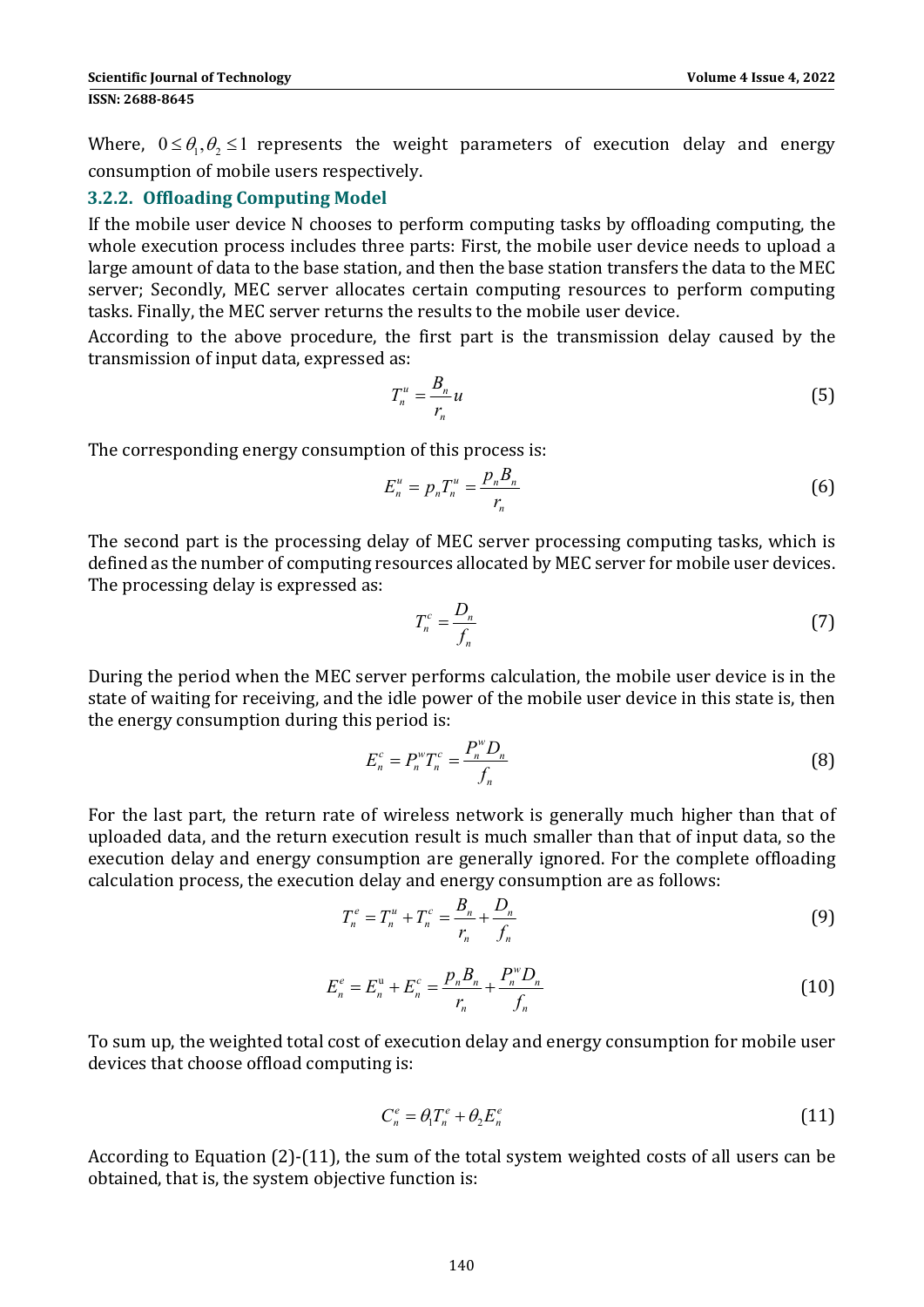Where, $0 \le \theta_1, \theta_2 \le 1$ represents the weight parameters of execution delay and energy consumption of mobile users respectively.

### 3.2.2. Offloading Computing Model

If the mobile user device N chooses to perform computing tasks by offloading computing, the whole execution process includes three parts: First, the mobile user device needs to upload a large amount of data to the base station, and then the base station transfers the data to the MEC server; Secondly, MEC server allocates certain computing resources to perform computing tasks. Finally, the MEC server returns the results to the mobile user device.

According to the above procedure, the first part is the transmission delay caused by the transmission of input data, expressed as:

$$T_n^u = \frac{B_n}{r_n} u \tag{5}$$

The corresponding energy consumption of this process is:

$$E_n^u = p_n T_n^u = \frac{p_n B_n}{r_n} \tag{6}$$

The second part is the processing delay of MEC server processing computing tasks, which is defined as the number of computing resources allocated by MEC server for mobile user devices. The processing delay is expressed as:

$$T_n^c = \frac{D_n}{f_n} \tag{7}$$

During the period when the MEC server performs calculation, the mobile user device is in the state of waiting for receiving, and the idle power of the mobile user device in this state is, then the energy consumption during this period is:

$$E_n^c = P_n^w T_n^c = \frac{P_n^w D_n}{f_n} \tag{8}$$

For the last part, the return rate of wireless network is generally much higher than that of uploaded data, and the return execution result is much smaller than that of input data, so the execution delay and energy consumption are generally ignored. For the complete offloading calculation process, the execution delay and energy consumption are as follows:

$$T_n^e = T_n^u + T_n^c = \frac{B_n}{r_n} + \frac{D_n}{f_n} \tag{9}$$

$$E_n^e = E_n^u + E_n^c = \frac{p_n B_n}{r_n} + \frac{P_n^w D_n}{f_n} \tag{10}$$

To sum up, the weighted total cost of execution delay and energy consumption for mobile user devices that choose offload computing is:

$$C_n^e = \theta_1 T_n^e + \theta_2 E_n^e \tag{11}$$

According to Equation (2)-(11), the sum of the total system weighted costs of all users can be obtained, that is, the system objective function is: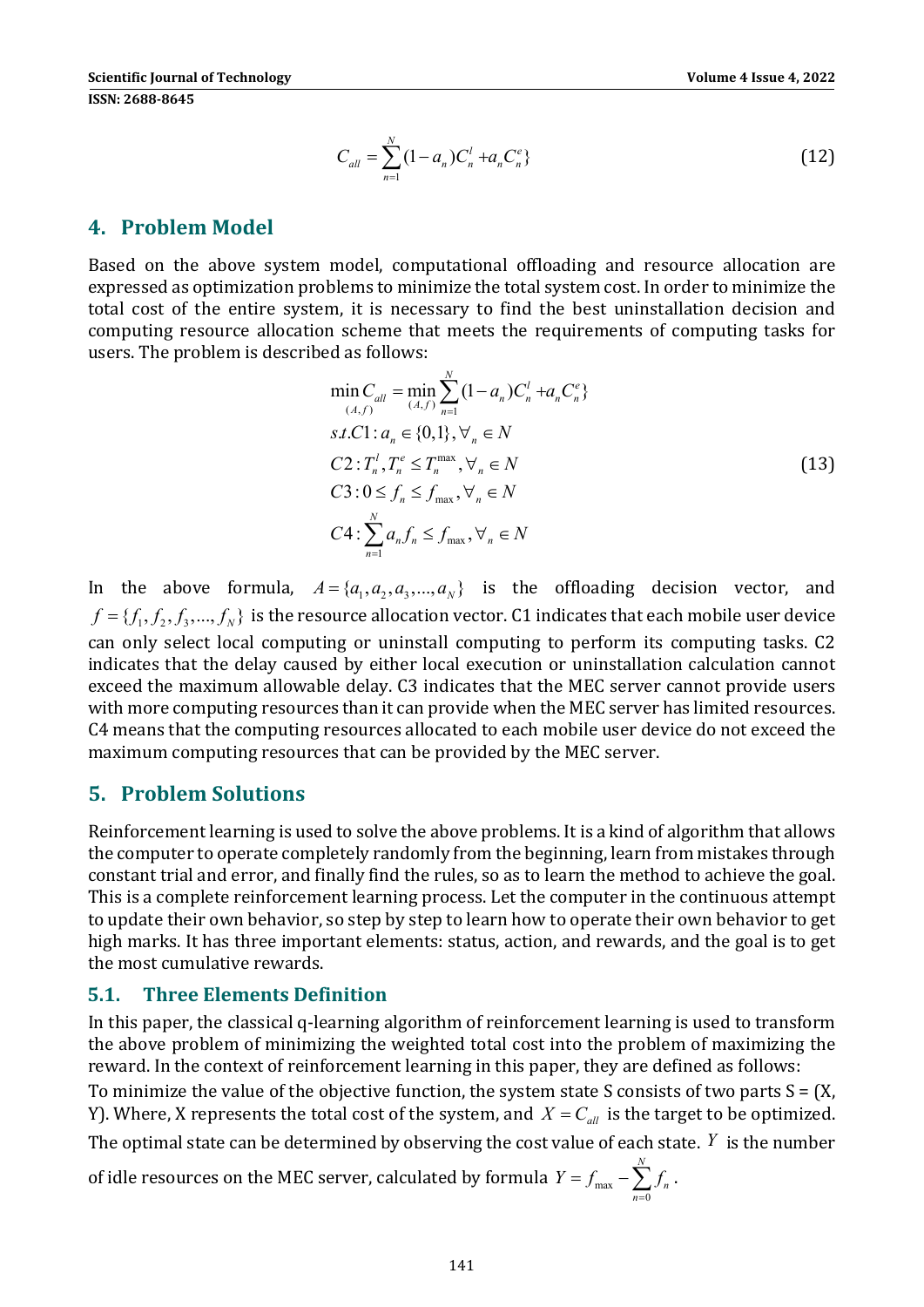$$C_{all} = \sum_{n=1}^{N} (1-a_n)C_n^l + a_n C_n^e \} \tag{12}$$

## 4. Problem Model

Based on the above system model, computational offloading and resource allocation are expressed as optimization problems to minimize the total system cost. In order to minimize the total cost of the entire system, it is necessary to find the best uninstallation decision and computing resource allocation scheme that meets the requirements of computing tasks for users. The problem is described as follows:

$$\begin{aligned}
&\min_{(A,f)} C_{all} = \min_{(A,f)} \sum_{n=1}^{N} (1-a_n)C_n^l + a_n C_n^e \} \\
&s.t. C1: a_n \in \{0,1\}, \forall_n \in N \\
&C2: T_n^l, T_n^e \le T_n^{\max}, \forall_n \in N \\
&C3: 0 \le f_n \le f_{\max}, \forall_n \in N \\
&C4: \sum_{n=1}^{N} a_n f_n \le f_{\max}, \forall_n \in N
\end{aligned} \tag{13}$$

In the above formula, $A = \{a_1, a_2, a_3, ..., a_N\}$ is the offloading decision vector, and $f = \{f_1, f_2, f_3, ..., f_N\}$ is the resource allocation vector. C1 indicates that each mobile user device can only select local computing or uninstall computing to perform its computing tasks. C2 indicates that the delay caused by either local execution or uninstallation calculation cannot exceed the maximum allowable delay. C3 indicates that the MEC server cannot provide users with more computing resources than it can provide when the MEC server has limited resources. C4 means that the computing resources allocated to each mobile user device do not exceed the maximum computing resources that can be provided by the MEC server.

## 5. Problem Solutions

Reinforcement learning is used to solve the above problems. It is a kind of algorithm that allows the computer to operate completely randomly from the beginning, learn from mistakes through constant trial and error, and finally find the rules, so as to learn the method to achieve the goal. This is a complete reinforcement learning process. Let the computer in the continuous attempt to update their own behavior, so step by step to learn how to operate their own behavior to get high marks. It has three important elements: status, action, and rewards, and the goal is to get the most cumulative rewards.

### 5.1. Three Elements Definition

In this paper, the classical q-learning algorithm of reinforcement learning is used to transform the above problem of minimizing the weighted total cost into the problem of maximizing the reward. In the context of reinforcement learning in this paper, they are defined as follows:

To minimize the value of the objective function, the system state S consists of two parts S = (X, Y). Where, X represents the total cost of the system, and $X = C_{all}$ is the target to be optimized. The optimal state can be determined by observing the cost value of each state. $Y$ is the number of idle resources on the MEC server, calculated by formula $Y = f_{\max} - \sum_{n=0}^{N} f_n$.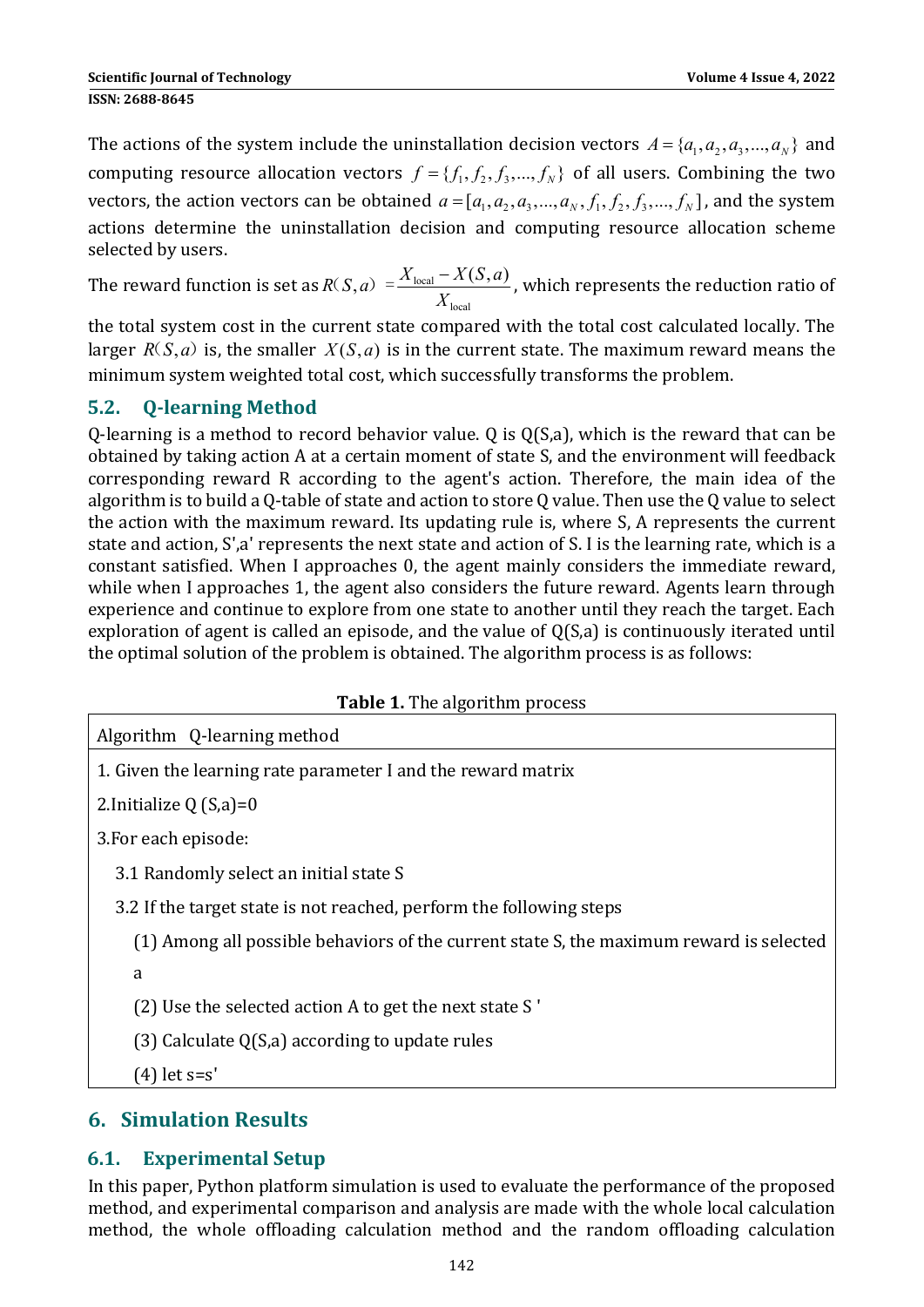The actions of the system include the uninstallation decision vectors $A=\{a_1,a_2,a_3,...,a_N\}$ and computing resource allocation vectors $f=\{f_1,f_2,f_3,...,f_N\}$ of all users. Combining the two vectors, the action vectors can be obtained $a=[a_1,a_2,a_3,...,a_N,f_1,f_2,f_3,...,f_N]$, and the system actions determine the uninstallation decision and computing resource allocation scheme selected by users.

The reward function is set as $R(S,a) = \frac{X_{\text{local}} - X(S,a)}{X_{\text{local}}}$, which represents the reduction ratio of the total system cost in the current state compared with the total cost calculated locally. The larger $R(S,a)$ is, the smaller $X(S,a)$ is in the current state. The maximum reward means the minimum system weighted total cost, which successfully transforms the problem.

## 5.2. Q-learning Method

Q-learning is a method to record behavior value. Q is Q(S,a), which is the reward that can be obtained by taking action A at a certain moment of state S, and the environment will feedback corresponding reward R according to the agent's action. Therefore, the main idea of the algorithm is to build a Q-table of state and action to store Q value. Then use the Q value to select the action with the maximum reward. Its updating rule is, where S, A represents the current state and action, S',a' represents the next state and action of S. I is the learning rate, which is a constant satisfied. When I approaches 0, the agent mainly considers the immediate reward, while when I approaches 1, the agent also considers the future reward. Agents learn through experience and continue to explore from one state to another until they reach the target. Each exploration of agent is called an episode, and the value of Q(S,a) is continuously iterated until the optimal solution of the problem is obtained. The algorithm process is as follows:

**Table 1.** The algorithm process

| Algorithm Q-learning method |
| --- |
| 1. Given the learning rate parameter I and the reward matrix |
| 2.Initialize Q (S,a)=0 |
| 3.For each episode: |
| 3.1 Randomly select an initial state S |
| 3.2 If the target state is not reached, perform the following steps |
| (1) Among all possible behaviors of the current state S, the maximum reward is selected a |
| (2) Use the selected action A to get the next state S ' |
| (3) Calculate Q(S,a) according to update rules |
| (4) let s=s' |

# 6. Simulation Results

## 6.1. Experimental Setup

In this paper, Python platform simulation is used to evaluate the performance of the proposed method, and experimental comparison and analysis are made with the whole local calculation method, the whole offloading calculation method and the random offloading calculation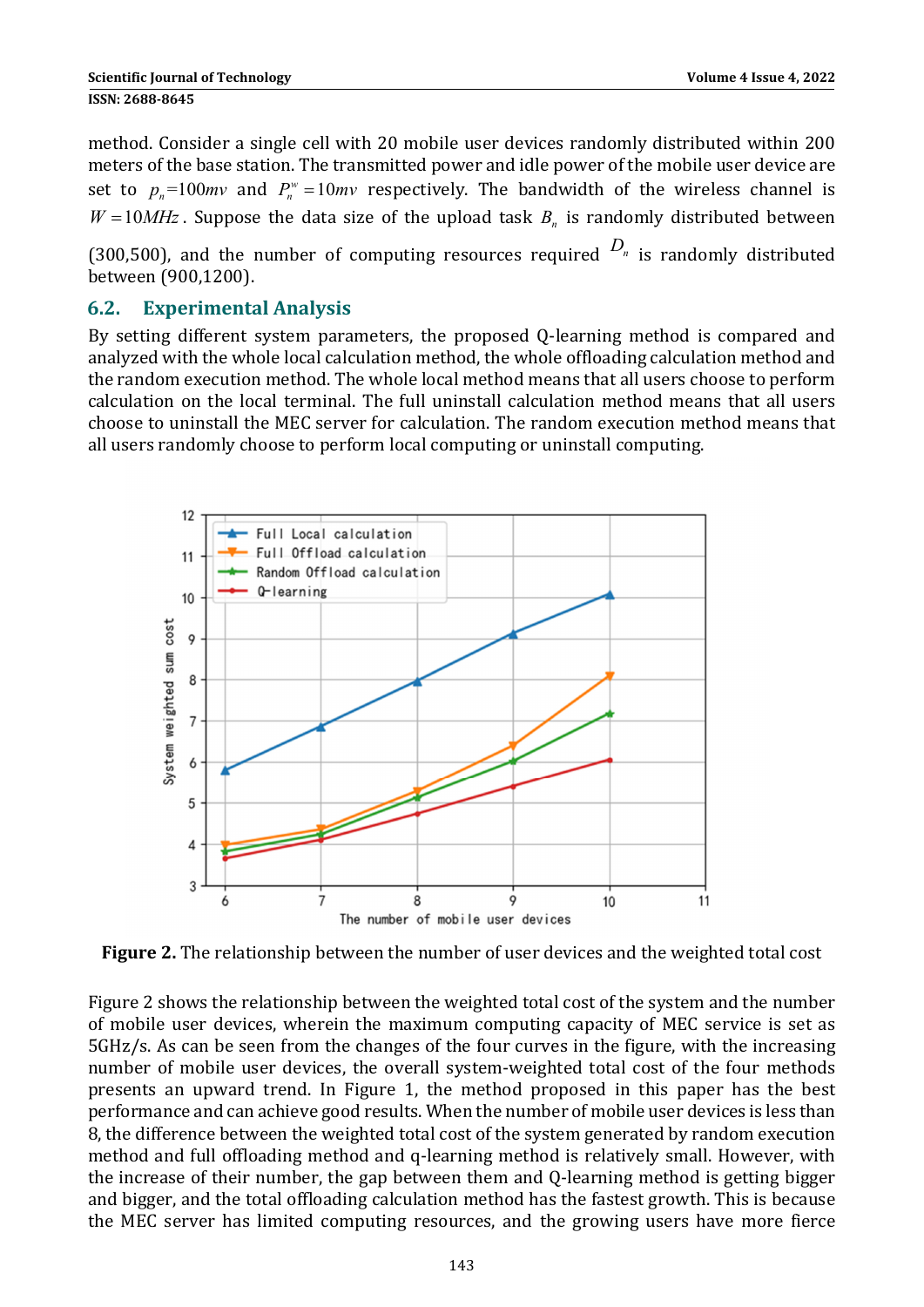method. Consider a single cell with 20 mobile user devices randomly distributed within 200 meters of the base station. The transmitted power and idle power of the mobile user device are set to $p_n$=100$mv$ and $P_n^w = 10mv$ respectively. The bandwidth of the wireless channel is $W = 10MHz$. Suppose the data size of the upload task $B_n$ is randomly distributed between (300,500), and the number of computing resources required $D_n$ is randomly distributed between (900,1200).

## 6.2. Experimental Analysis

By setting different system parameters, the proposed Q-learning method is compared and analyzed with the whole local calculation method, the whole offloading calculation method and the random execution method. The whole local method means that all users choose to perform calculation on the local terminal. The full uninstall calculation method means that all users choose to uninstall the MEC server for calculation. The random execution method means that all users randomly choose to perform local computing or uninstall computing.

**Figure 2.** The relationship between the number of user devices and the weighted total cost

Figure 2 shows the relationship between the weighted total cost of the system and the number of mobile user devices, wherein the maximum computing capacity of MEC service is set as 5GHz/s. As can be seen from the changes of the four curves in the figure, with the increasing number of mobile user devices, the overall system-weighted total cost of the four methods presents an upward trend. In Figure 1, the method proposed in this paper has the best performance and can achieve good results. When the number of mobile user devices is less than 8, the difference between the weighted total cost of the system generated by random execution method and full offloading method and q-learning method is relatively small. However, with the increase of their number, the gap between them and Q-learning method is getting bigger and bigger, and the total offloading calculation method has the fastest growth. This is because the MEC server has limited computing resources, and the growing users have more fierce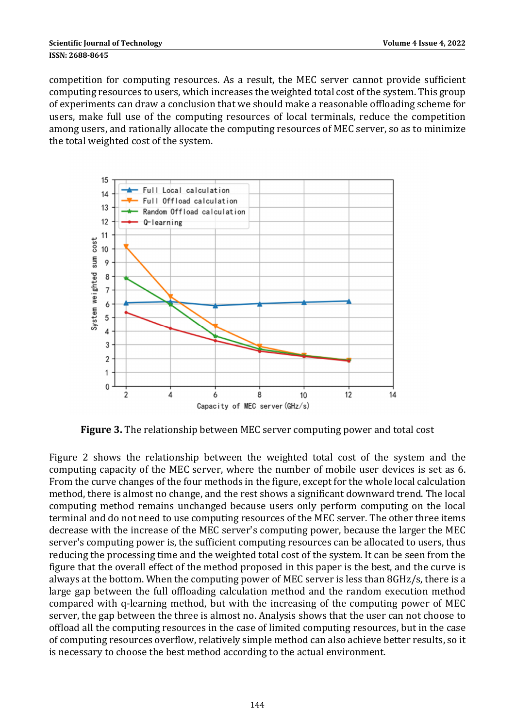competition for computing resources. As a result, the MEC server cannot provide sufficient computing resources to users, which increases the weighted total cost of the system. This group of experiments can draw a conclusion that we should make a reasonable offloading scheme for users, make full use of the computing resources of local terminals, reduce the competition among users, and rationally allocate the computing resources of MEC server, so as to minimize the total weighted cost of the system.

**Figure 3.** The relationship between MEC server computing power and total cost

Figure 2 shows the relationship between the weighted total cost of the system and the computing capacity of the MEC server, where the number of mobile user devices is set as 6. From the curve changes of the four methods in the figure, except for the whole local calculation method, there is almost no change, and the rest shows a significant downward trend. The local computing method remains unchanged because users only perform computing on the local terminal and do not need to use computing resources of the MEC server. The other three items decrease with the increase of the MEC server's computing power, because the larger the MEC server's computing power is, the sufficient computing resources can be allocated to users, thus reducing the processing time and the weighted total cost of the system. It can be seen from the figure that the overall effect of the method proposed in this paper is the best, and the curve is always at the bottom. When the computing power of MEC server is less than 8GHz/s, there is a large gap between the full offloading calculation method and the random execution method compared with q-learning method, but with the increasing of the computing power of MEC server, the gap between the three is almost no. Analysis shows that the user can not choose to offload all the computing resources in the case of limited computing resources, but in the case of computing resources overflow, relatively simple method can also achieve better results, so it is necessary to choose the best method according to the actual environment.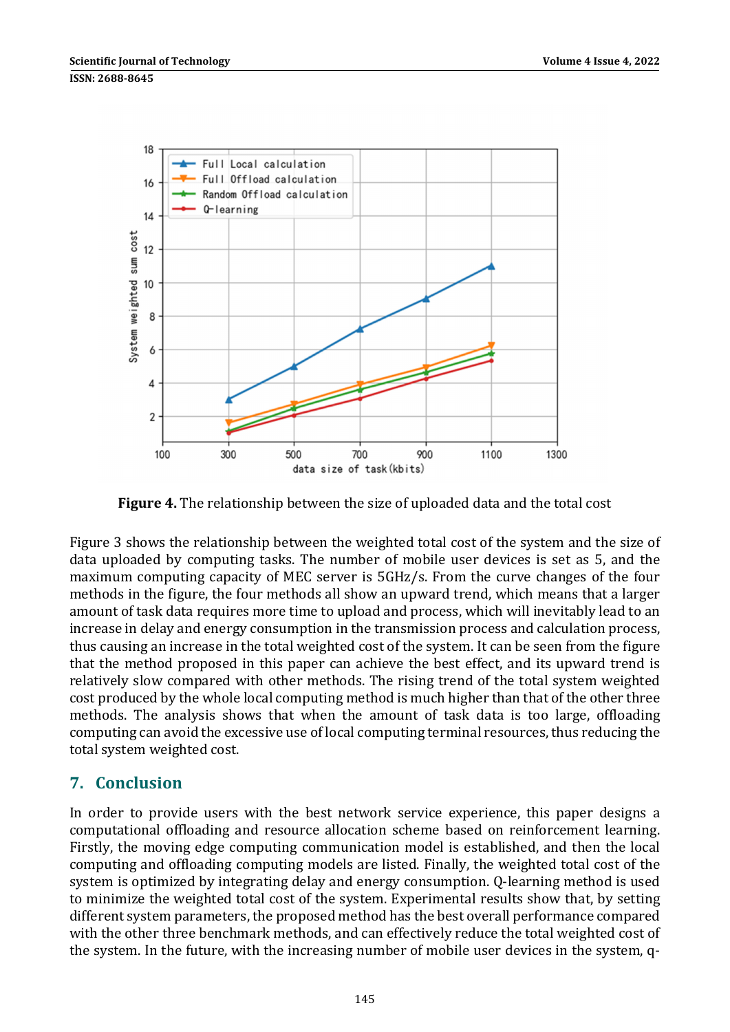Figure 4. The relationship between the size of uploaded data and the total cost

Figure 3 shows the relationship between the weighted total cost of the system and the size of data uploaded by computing tasks. The number of mobile user devices is set as 5, and the maximum computing capacity of MEC server is 5GHz/s. From the curve changes of the four methods in the figure, the four methods all show an upward trend, which means that a larger amount of task data requires more time to upload and process, which will inevitably lead to an increase in delay and energy consumption in the transmission process and calculation process, thus causing an increase in the total weighted cost of the system. It can be seen from the figure that the method proposed in this paper can achieve the best effect, and its upward trend is relatively slow compared with other methods. The rising trend of the total system weighted cost produced by the whole local computing method is much higher than that of the other three methods. The analysis shows that when the amount of task data is too large, offloading computing can avoid the excessive use of local computing terminal resources, thus reducing the total system weighted cost.

## 7. Conclusion

In order to provide users with the best network service experience, this paper designs a computational offloading and resource allocation scheme based on reinforcement learning. Firstly, the moving edge computing communication model is established, and then the local computing and offloading computing models are listed. Finally, the weighted total cost of the system is optimized by integrating delay and energy consumption. Q-learning method is used to minimize the weighted total cost of the system. Experimental results show that, by setting different system parameters, the proposed method has the best overall performance compared with the other three benchmark methods, and can effectively reduce the total weighted cost of the system. In the future, with the increasing number of mobile user devices in the system, q-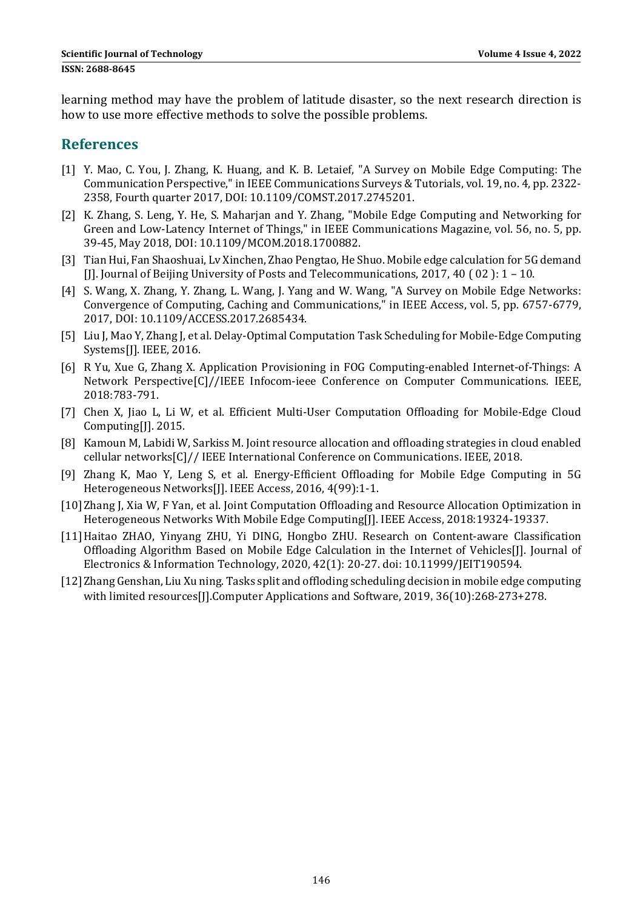learning method may have the problem of latitude disaster, so the next research direction is how to use more effective methods to solve the possible problems.

## References

[1] Y. Mao, C. You, J. Zhang, K. Huang, and K. B. Letaief, "A Survey on Mobile Edge Computing: The Communication Perspective," in IEEE Communications Surveys & Tutorials, vol. 19, no. 4, pp. 2322-2358, Fourth quarter 2017, DOI: 10.1109/COMST.2017.2745201.

[2] K. Zhang, S. Leng, Y. He, S. Maharjan and Y. Zhang, "Mobile Edge Computing and Networking for Green and Low-Latency Internet of Things," in IEEE Communications Magazine, vol. 56, no. 5, pp. 39-45, May 2018, DOI: 10.1109/MCOM.2018.1700882.

[3] Tian Hui, Fan Shaoshuai, Lv Xinchen, Zhao Pengtao, He Shuo. Mobile edge calculation for 5G demand [J]. Journal of Beijing University of Posts and Telecommunications, 2017, 40 ( 02 ): 1 – 10.

[4] S. Wang, X. Zhang, Y. Zhang, L. Wang, J. Yang and W. Wang, "A Survey on Mobile Edge Networks: Convergence of Computing, Caching and Communications," in IEEE Access, vol. 5, pp. 6757-6779, 2017, DOI: 10.1109/ACCESS.2017.2685434.

[5] Liu J, Mao Y, Zhang J, et al. Delay-Optimal Computation Task Scheduling for Mobile-Edge Computing Systems[J]. IEEE, 2016.

[6] R Yu, Xue G, Zhang X. Application Provisioning in FOG Computing-enabled Internet-of-Things: A Network Perspective[C]//IEEE Infocom-ieee Conference on Computer Communications. IEEE, 2018:783-791.

[7] Chen X, Jiao L, Li W, et al. Efficient Multi-User Computation Offloading for Mobile-Edge Cloud Computing[J]. 2015.

[8] Kamoun M, Labidi W, Sarkiss M. Joint resource allocation and offloading strategies in cloud enabled cellular networks[C]// IEEE International Conference on Communications. IEEE, 2018.

[9] Zhang K, Mao Y, Leng S, et al. Energy-Efficient Offloading for Mobile Edge Computing in 5G Heterogeneous Networks[J]. IEEE Access, 2016, 4(99):1-1.

[10] Zhang J, Xia W, F Yan, et al. Joint Computation Offloading and Resource Allocation Optimization in Heterogeneous Networks With Mobile Edge Computing[J]. IEEE Access, 2018:19324-19337.

[11] Haitao ZHAO, Yinyang ZHU, Yi DING, Hongbo ZHU. Research on Content-aware Classification Offloading Algorithm Based on Mobile Edge Calculation in the Internet of Vehicles[J]. Journal of Electronics & Information Technology, 2020, 42(1): 20-27. doi: 10.11999/JEIT190594.

[12] Zhang Genshan, Liu Xu ning. Tasks split and offloding scheduling decision in mobile edge computing with limited resources[J].Computer Applications and Software, 2019, 36(10):268-273+278.